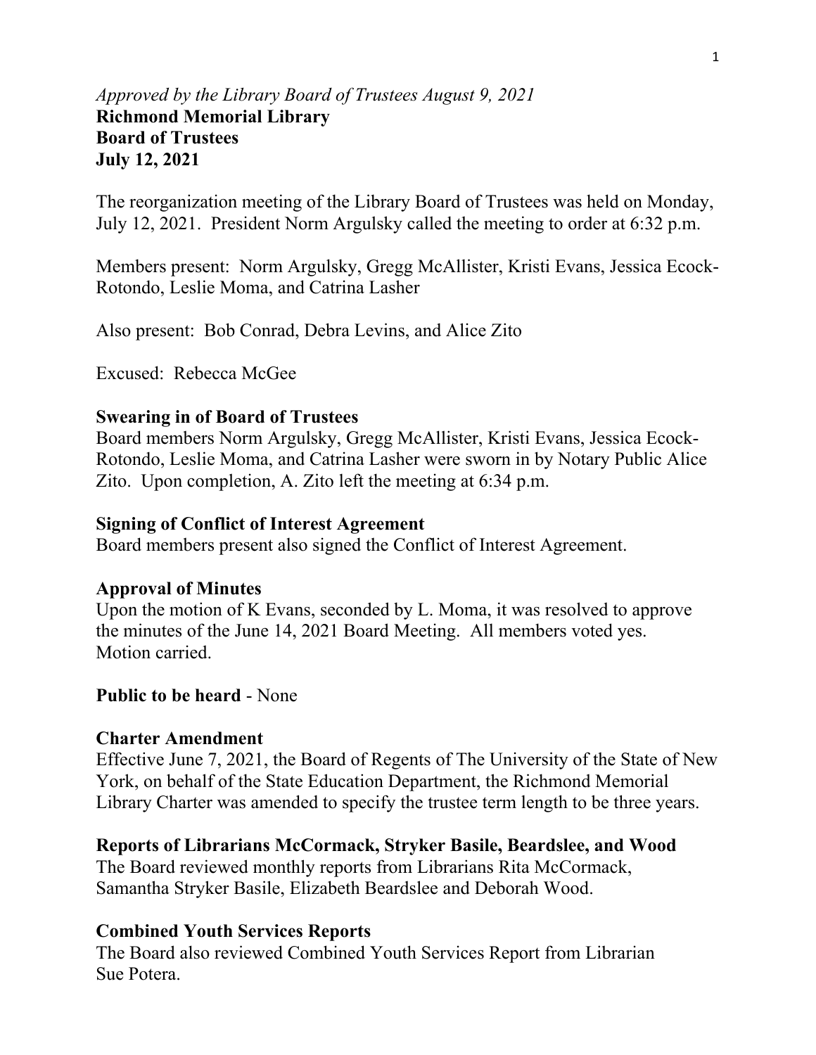*Approved by the Library Board of Trustees August 9, 2021*

**Richmond Memorial Library**
**Board of Trustees**
**July 12, 2021**

The reorganization meeting of the Library Board of Trustees was held on Monday, July 12, 2021. President Norm Argulsky called the meeting to order at 6:32 p.m.

Members present: Norm Argulsky, Gregg McAllister, Kristi Evans, Jessica Ecock-Rotondo, Leslie Moma, and Catrina Lasher

Also present: Bob Conrad, Debra Levins, and Alice Zito

Excused: Rebecca McGee

**Swearing in of Board of Trustees**
Board members Norm Argulsky, Gregg McAllister, Kristi Evans, Jessica Ecock-Rotondo, Leslie Moma, and Catrina Lasher were sworn in by Notary Public Alice Zito. Upon completion, A. Zito left the meeting at 6:34 p.m.

**Signing of Conflict of Interest Agreement**
Board members present also signed the Conflict of Interest Agreement.

**Approval of Minutes**
Upon the motion of K Evans, seconded by L. Moma, it was resolved to approve the minutes of the June 14, 2021 Board Meeting. All members voted yes. Motion carried.

**Public to be heard** - None

**Charter Amendment**
Effective June 7, 2021, the Board of Regents of The University of the State of New York, on behalf of the State Education Department, the Richmond Memorial Library Charter was amended to specify the trustee term length to be three years.

**Reports of Librarians McCormack, Stryker Basile, Beardslee, and Wood**
The Board reviewed monthly reports from Librarians Rita McCormack, Samantha Stryker Basile, Elizabeth Beardslee and Deborah Wood.

**Combined Youth Services Reports**
The Board also reviewed Combined Youth Services Report from Librarian Sue Potera.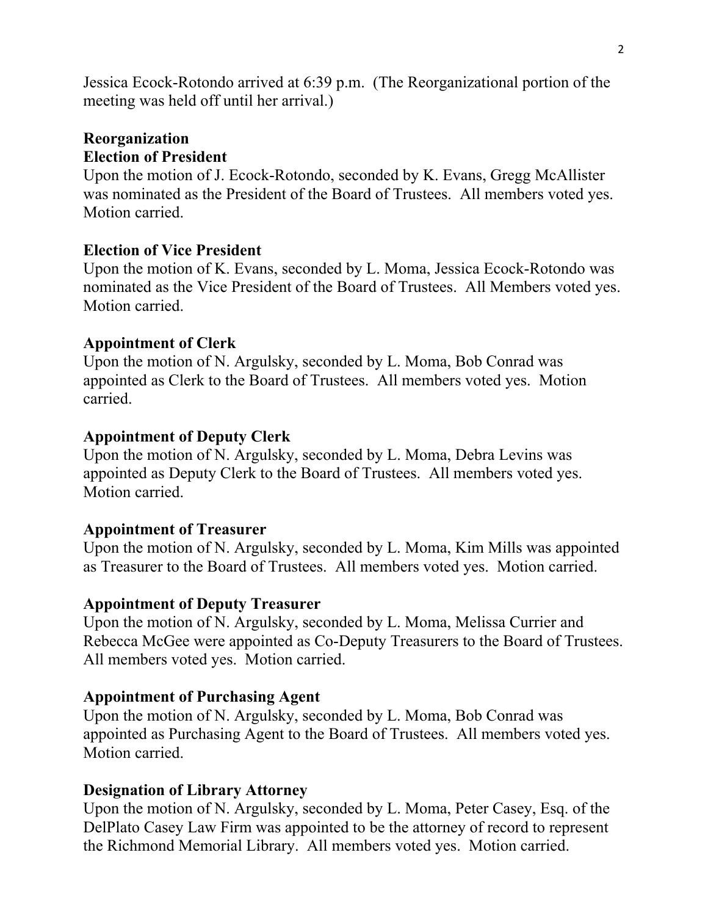Jessica Ecock-Rotondo arrived at 6:39 p.m. (The Reorganizational portion of the meeting was held off until her arrival.)

**Reorganization**

**Election of President**

Upon the motion of J. Ecock-Rotondo, seconded by K. Evans, Gregg McAllister was nominated as the President of the Board of Trustees. All members voted yes. Motion carried.

**Election of Vice President**

Upon the motion of K. Evans, seconded by L. Moma, Jessica Ecock-Rotondo was nominated as the Vice President of the Board of Trustees. All Members voted yes. Motion carried.

**Appointment of Clerk**

Upon the motion of N. Argulsky, seconded by L. Moma, Bob Conrad was appointed as Clerk to the Board of Trustees. All members voted yes. Motion carried.

**Appointment of Deputy Clerk**

Upon the motion of N. Argulsky, seconded by L. Moma, Debra Levins was appointed as Deputy Clerk to the Board of Trustees. All members voted yes. Motion carried.

**Appointment of Treasurer**

Upon the motion of N. Argulsky, seconded by L. Moma, Kim Mills was appointed as Treasurer to the Board of Trustees. All members voted yes. Motion carried.

**Appointment of Deputy Treasurer**

Upon the motion of N. Argulsky, seconded by L. Moma, Melissa Currier and Rebecca McGee were appointed as Co-Deputy Treasurers to the Board of Trustees. All members voted yes. Motion carried.

**Appointment of Purchasing Agent**

Upon the motion of N. Argulsky, seconded by L. Moma, Bob Conrad was appointed as Purchasing Agent to the Board of Trustees. All members voted yes. Motion carried.

**Designation of Library Attorney**

Upon the motion of N. Argulsky, seconded by L. Moma, Peter Casey, Esq. of the DelPlato Casey Law Firm was appointed to be the attorney of record to represent the Richmond Memorial Library. All members voted yes. Motion carried.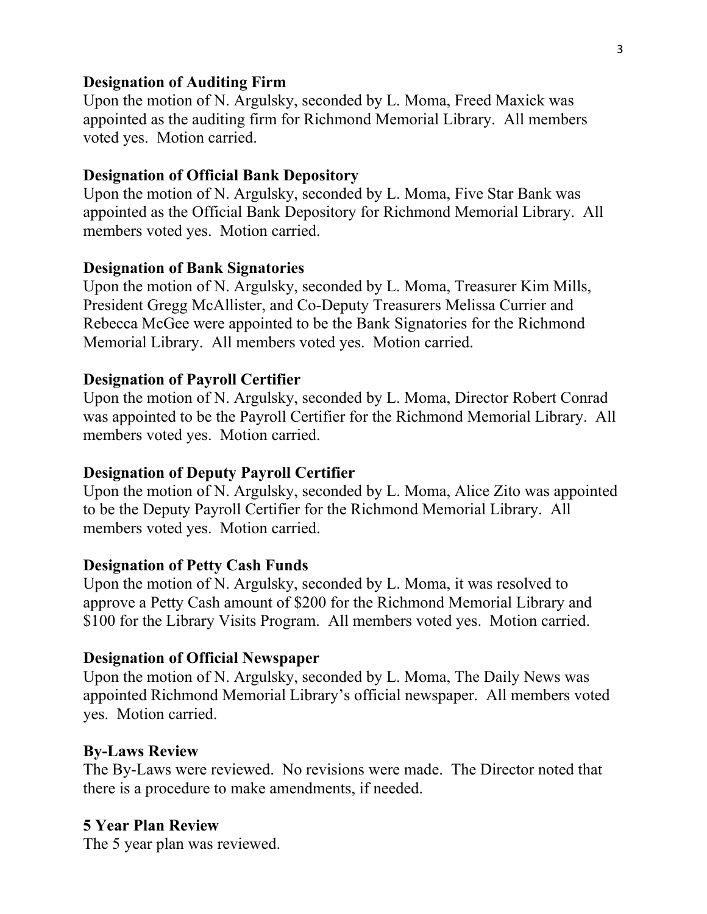**Designation of Auditing Firm**
Upon the motion of N. Argulsky, seconded by L. Moma, Freed Maxick was appointed as the auditing firm for Richmond Memorial Library. All members voted yes. Motion carried.

**Designation of Official Bank Depository**
Upon the motion of N. Argulsky, seconded by L. Moma, Five Star Bank was appointed as the Official Bank Depository for Richmond Memorial Library. All members voted yes. Motion carried.

**Designation of Bank Signatories**
Upon the motion of N. Argulsky, seconded by L. Moma, Treasurer Kim Mills, President Gregg McAllister, and Co-Deputy Treasurers Melissa Currier and Rebecca McGee were appointed to be the Bank Signatories for the Richmond Memorial Library. All members voted yes. Motion carried.

**Designation of Payroll Certifier**
Upon the motion of N. Argulsky, seconded by L. Moma, Director Robert Conrad was appointed to be the Payroll Certifier for the Richmond Memorial Library. All members voted yes. Motion carried.

**Designation of Deputy Payroll Certifier**
Upon the motion of N. Argulsky, seconded by L. Moma, Alice Zito was appointed to be the Deputy Payroll Certifier for the Richmond Memorial Library. All members voted yes. Motion carried.

**Designation of Petty Cash Funds**
Upon the motion of N. Argulsky, seconded by L. Moma, it was resolved to approve a Petty Cash amount of $200 for the Richmond Memorial Library and $100 for the Library Visits Program. All members voted yes. Motion carried.

**Designation of Official Newspaper**
Upon the motion of N. Argulsky, seconded by L. Moma, The Daily News was appointed Richmond Memorial Library's official newspaper. All members voted yes. Motion carried.

**By-Laws Review**
The By-Laws were reviewed. No revisions were made. The Director noted that there is a procedure to make amendments, if needed.

**5 Year Plan Review**
The 5 year plan was reviewed.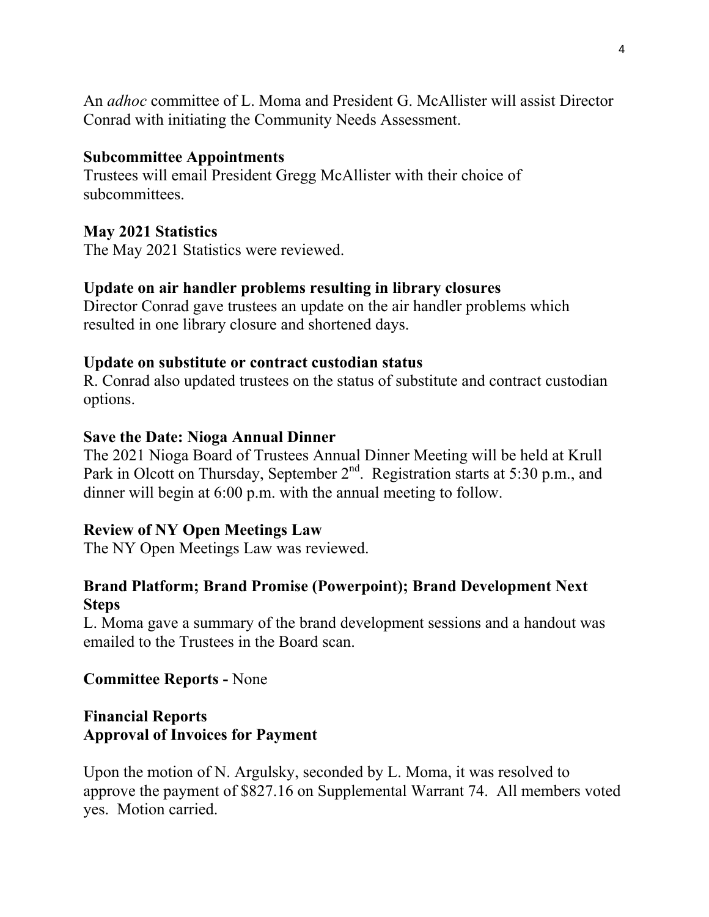An *adhoc* committee of L. Moma and President G. McAllister will assist Director Conrad with initiating the Community Needs Assessment.

**Subcommittee Appointments**
Trustees will email President Gregg McAllister with their choice of subcommittees.

**May 2021 Statistics**
The May 2021 Statistics were reviewed.

**Update on air handler problems resulting in library closures**
Director Conrad gave trustees an update on the air handler problems which resulted in one library closure and shortened days.

**Update on substitute or contract custodian status**
R. Conrad also updated trustees on the status of substitute and contract custodian options.

**Save the Date: Nioga Annual Dinner**
The 2021 Nioga Board of Trustees Annual Dinner Meeting will be held at Krull Park in Olcott on Thursday, September 2nd. Registration starts at 5:30 p.m., and dinner will begin at 6:00 p.m. with the annual meeting to follow.

**Review of NY Open Meetings Law**
The NY Open Meetings Law was reviewed.

**Brand Platform; Brand Promise (Powerpoint); Brand Development Next Steps**
L. Moma gave a summary of the brand development sessions and a handout was emailed to the Trustees in the Board scan.

**Committee Reports -** None

**Financial Reports**
**Approval of Invoices for Payment**

Upon the motion of N. Argulsky, seconded by L. Moma, it was resolved to approve the payment of $827.16 on Supplemental Warrant 74. All members voted yes. Motion carried.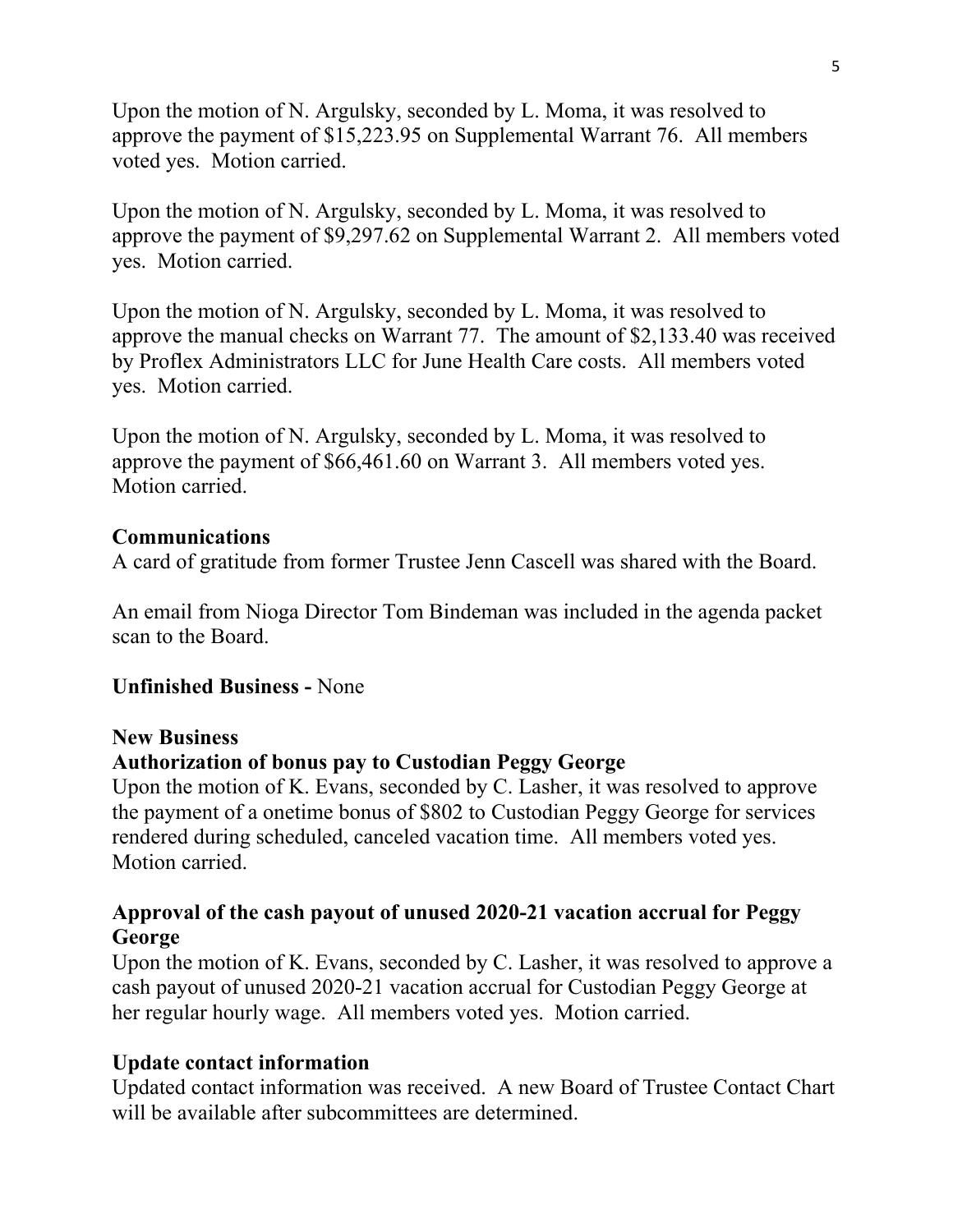Upon the motion of N. Argulsky, seconded by L. Moma, it was resolved to approve the payment of $15,223.95 on Supplemental Warrant 76. All members voted yes. Motion carried.

Upon the motion of N. Argulsky, seconded by L. Moma, it was resolved to approve the payment of $9,297.62 on Supplemental Warrant 2. All members voted yes. Motion carried.

Upon the motion of N. Argulsky, seconded by L. Moma, it was resolved to approve the manual checks on Warrant 77. The amount of $2,133.40 was received by Proflex Administrators LLC for June Health Care costs. All members voted yes. Motion carried.

Upon the motion of N. Argulsky, seconded by L. Moma, it was resolved to approve the payment of $66,461.60 on Warrant 3. All members voted yes. Motion carried.

**Communications**

A card of gratitude from former Trustee Jenn Cascell was shared with the Board.

An email from Nioga Director Tom Bindeman was included in the agenda packet scan to the Board.

**Unfinished Business -** None

**New Business**

**Authorization of bonus pay to Custodian Peggy George**

Upon the motion of K. Evans, seconded by C. Lasher, it was resolved to approve the payment of a onetime bonus of $802 to Custodian Peggy George for services rendered during scheduled, canceled vacation time. All members voted yes. Motion carried.

**Approval of the cash payout of unused 2020-21 vacation accrual for Peggy George**

Upon the motion of K. Evans, seconded by C. Lasher, it was resolved to approve a cash payout of unused 2020-21 vacation accrual for Custodian Peggy George at her regular hourly wage. All members voted yes. Motion carried.

**Update contact information**

Updated contact information was received. A new Board of Trustee Contact Chart will be available after subcommittees are determined.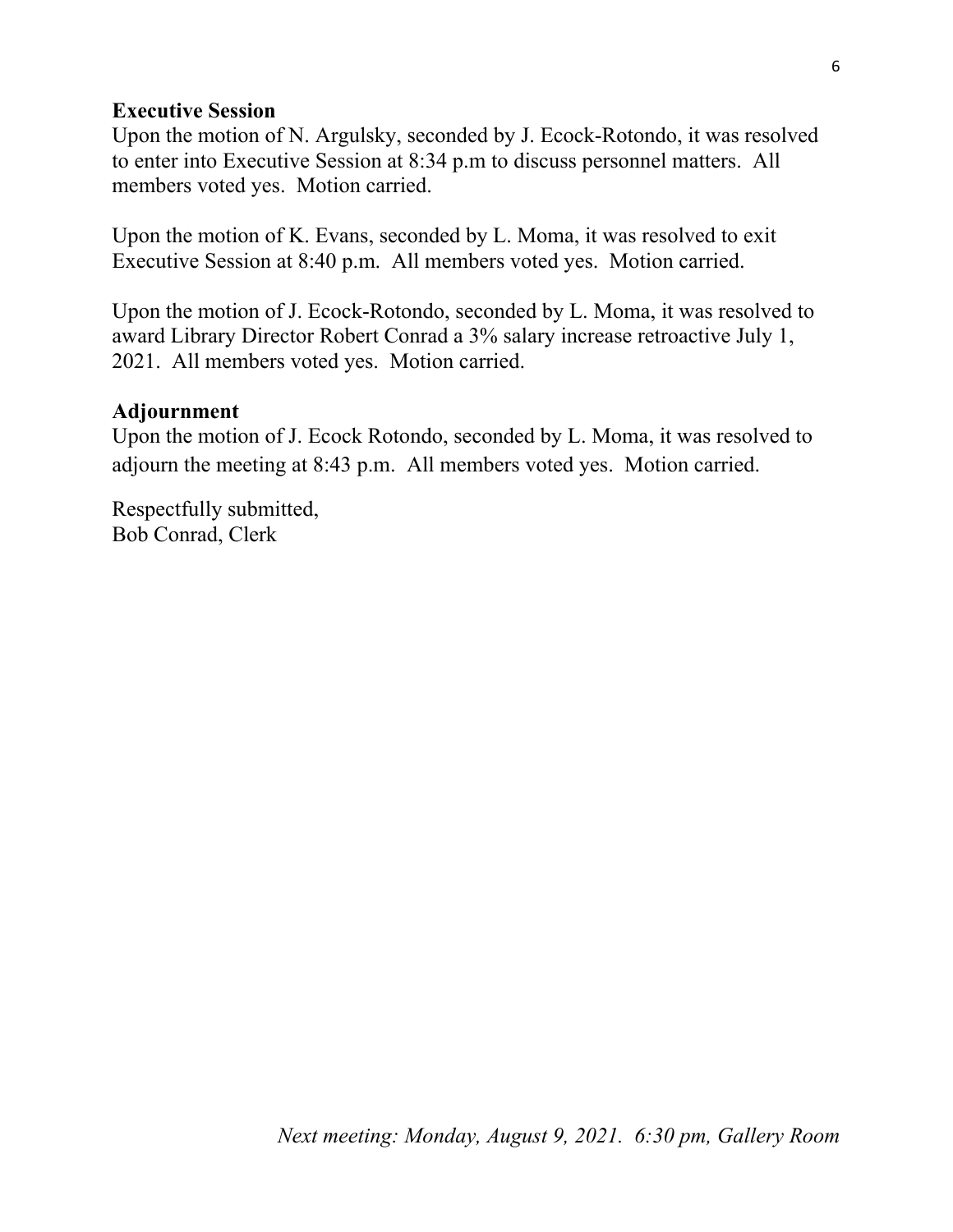**Executive Session**
Upon the motion of N. Argulsky, seconded by J. Ecock-Rotondo, it was resolved to enter into Executive Session at 8:34 p.m to discuss personnel matters. All members voted yes. Motion carried.

Upon the motion of K. Evans, seconded by L. Moma, it was resolved to exit Executive Session at 8:40 p.m. All members voted yes. Motion carried.

Upon the motion of J. Ecock-Rotondo, seconded by L. Moma, it was resolved to award Library Director Robert Conrad a 3% salary increase retroactive July 1, 2021. All members voted yes. Motion carried.

**Adjournment**
Upon the motion of J. Ecock Rotondo, seconded by L. Moma, it was resolved to adjourn the meeting at 8:43 p.m. All members voted yes. Motion carried.

Respectfully submitted,
Bob Conrad, Clerk

*Next meeting: Monday, August 9, 2021. 6:30 pm, Gallery Room*